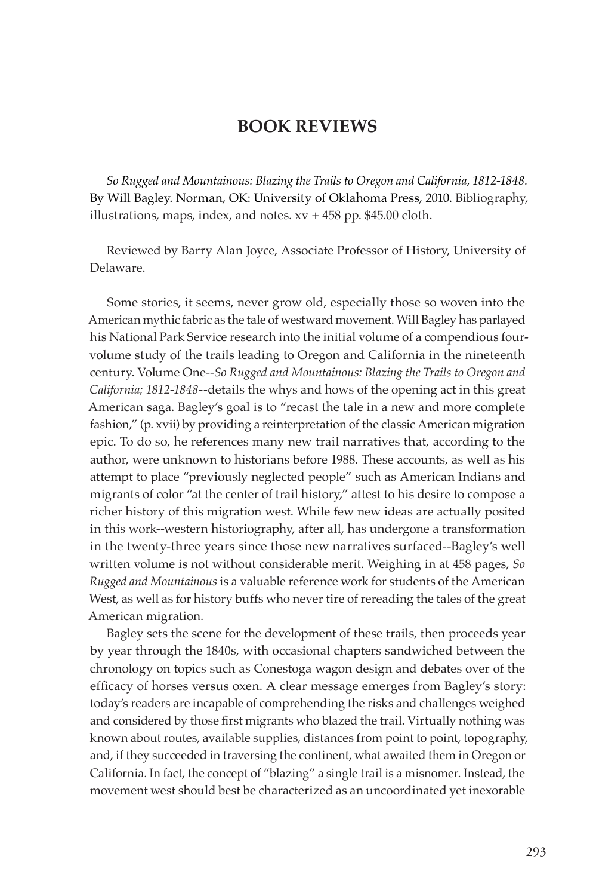# BOOK REVIEWS

*So Rugged and Mountainous: Blazing the Trails to Oregon and California, 1812-1848.* By Will Bagley. Norman, OK: University of Oklahoma Press, 2010. Bibliography, illustrations, maps, index, and notes. xv + 458 pp. $45.00 cloth.

Reviewed by Barry Alan Joyce, Associate Professor of History, University of Delaware.

Some stories, it seems, never grow old, especially those so woven into the American mythic fabric as the tale of westward movement. Will Bagley has parlayed his National Park Service research into the initial volume of a compendious four-volume study of the trails leading to Oregon and California in the nineteenth century. Volume One--*So Rugged and Mountainous: Blazing the Trails to Oregon and California; 1812-1848*--details the whys and hows of the opening act in this great American saga. Bagley's goal is to "recast the tale in a new and more complete fashion," (p. xvii) by providing a reinterpretation of the classic American migration epic. To do so, he references many new trail narratives that, according to the author, were unknown to historians before 1988. These accounts, as well as his attempt to place "previously neglected people" such as American Indians and migrants of color "at the center of trail history," attest to his desire to compose a richer history of this migration west. While few new ideas are actually posited in this work--western historiography, after all, has undergone a transformation in the twenty-three years since those new narratives surfaced--Bagley's well written volume is not without considerable merit. Weighing in at 458 pages, *So Rugged and Mountainous* is a valuable reference work for students of the American West, as well as for history buffs who never tire of rereading the tales of the great American migration.

Bagley sets the scene for the development of these trails, then proceeds year by year through the 1840s, with occasional chapters sandwiched between the chronology on topics such as Conestoga wagon design and debates over of the efficacy of horses versus oxen. A clear message emerges from Bagley's story: today's readers are incapable of comprehending the risks and challenges weighed and considered by those first migrants who blazed the trail. Virtually nothing was known about routes, available supplies, distances from point to point, topography, and, if they succeeded in traversing the continent, what awaited them in Oregon or California. In fact, the concept of "blazing" a single trail is a misnomer. Instead, the movement west should best be characterized as an uncoordinated yet inexorable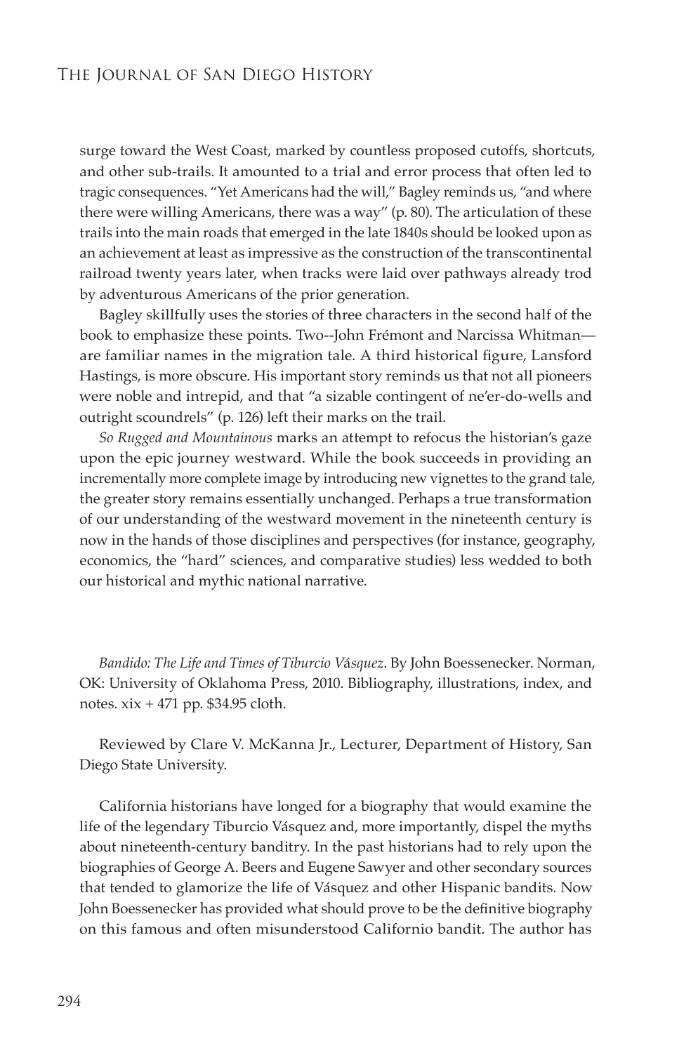surge toward the West Coast, marked by countless proposed cutoffs, shortcuts, and other sub-trails. It amounted to a trial and error process that often led to tragic consequences. "Yet Americans had the will," Bagley reminds us, "and where there were willing Americans, there was a way" (p. 80). The articulation of these trails into the main roads that emerged in the late 1840s should be looked upon as an achievement at least as impressive as the construction of the transcontinental railroad twenty years later, when tracks were laid over pathways already trod by adventurous Americans of the prior generation.

Bagley skillfully uses the stories of three characters in the second half of the book to emphasize these points. Two--John Frémont and Narcissa Whitman—are familiar names in the migration tale. A third historical figure, Lansford Hastings, is more obscure. His important story reminds us that not all pioneers were noble and intrepid, and that "a sizable contingent of ne'er-do-wells and outright scoundrels" (p. 126) left their marks on the trail.

*So Rugged and Mountainous* marks an attempt to refocus the historian's gaze upon the epic journey westward. While the book succeeds in providing an incrementally more complete image by introducing new vignettes to the grand tale, the greater story remains essentially unchanged. Perhaps a true transformation of our understanding of the westward movement in the nineteenth century is now in the hands of those disciplines and perspectives (for instance, geography, economics, the "hard" sciences, and comparative studies) less wedded to both our historical and mythic national narrative.

*Bandido: The Life and Times of Tiburcio Vásquez*. By John Boessenecker. Norman, OK: University of Oklahoma Press, 2010. Bibliography, illustrations, index, and notes. xix + 471 pp. $34.95 cloth.

Reviewed by Clare V. McKanna Jr., Lecturer, Department of History, San Diego State University.

California historians have longed for a biography that would examine the life of the legendary Tiburcio Vásquez and, more importantly, dispel the myths about nineteenth-century banditry. In the past historians had to rely upon the biographies of George A. Beers and Eugene Sawyer and other secondary sources that tended to glamorize the life of Vásquez and other Hispanic bandits. Now John Boessenecker has provided what should prove to be the definitive biography on this famous and often misunderstood Californio bandit. The author has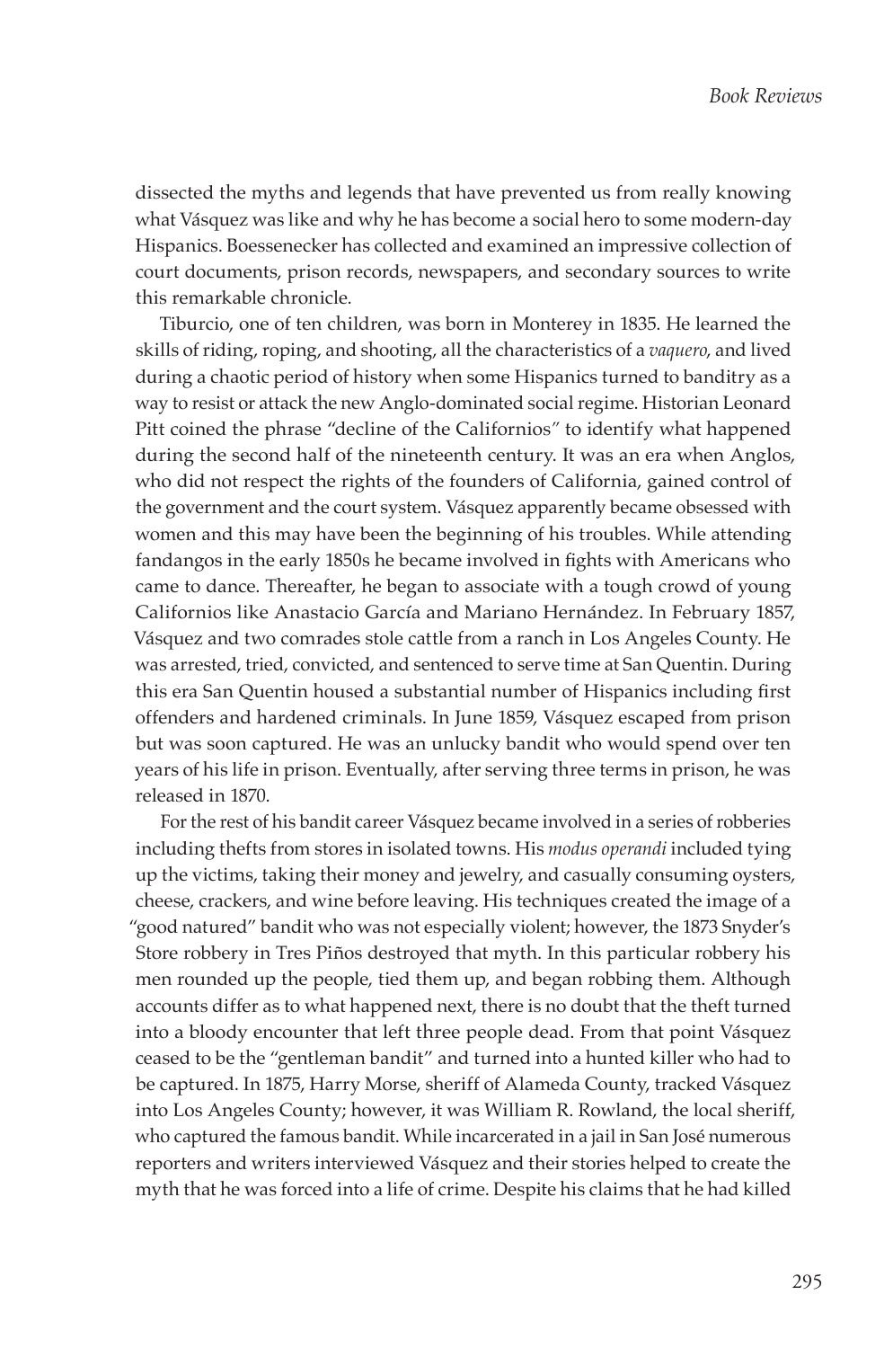dissected the myths and legends that have prevented us from really knowing what Vásquez was like and why he has become a social hero to some modern-day Hispanics. Boessenecker has collected and examined an impressive collection of court documents, prison records, newspapers, and secondary sources to write this remarkable chronicle.

Tiburcio, one of ten children, was born in Monterey in 1835. He learned the skills of riding, roping, and shooting, all the characteristics of a *vaquero*, and lived during a chaotic period of history when some Hispanics turned to banditry as a way to resist or attack the new Anglo-dominated social regime. Historian Leonard Pitt coined the phrase "decline of the Californios" to identify what happened during the second half of the nineteenth century. It was an era when Anglos, who did not respect the rights of the founders of California, gained control of the government and the court system. Vásquez apparently became obsessed with women and this may have been the beginning of his troubles. While attending fandangos in the early 1850s he became involved in fights with Americans who came to dance. Thereafter, he began to associate with a tough crowd of young Californios like Anastacio García and Mariano Hernández. In February 1857, Vásquez and two comrades stole cattle from a ranch in Los Angeles County. He was arrested, tried, convicted, and sentenced to serve time at San Quentin. During this era San Quentin housed a substantial number of Hispanics including first offenders and hardened criminals. In June 1859, Vásquez escaped from prison but was soon captured. He was an unlucky bandit who would spend over ten years of his life in prison. Eventually, after serving three terms in prison, he was released in 1870.

For the rest of his bandit career Vásquez became involved in a series of robberies including thefts from stores in isolated towns. His *modus operandi* included tying up the victims, taking their money and jewelry, and casually consuming oysters, cheese, crackers, and wine before leaving. His techniques created the image of a "good natured" bandit who was not especially violent; however, the 1873 Snyder's Store robbery in Tres Piños destroyed that myth. In this particular robbery his men rounded up the people, tied them up, and began robbing them. Although accounts differ as to what happened next, there is no doubt that the theft turned into a bloody encounter that left three people dead. From that point Vásquez ceased to be the "gentleman bandit" and turned into a hunted killer who had to be captured. In 1875, Harry Morse, sheriff of Alameda County, tracked Vásquez into Los Angeles County; however, it was William R. Rowland, the local sheriff, who captured the famous bandit. While incarcerated in a jail in San José numerous reporters and writers interviewed Vásquez and their stories helped to create the myth that he was forced into a life of crime. Despite his claims that he had killed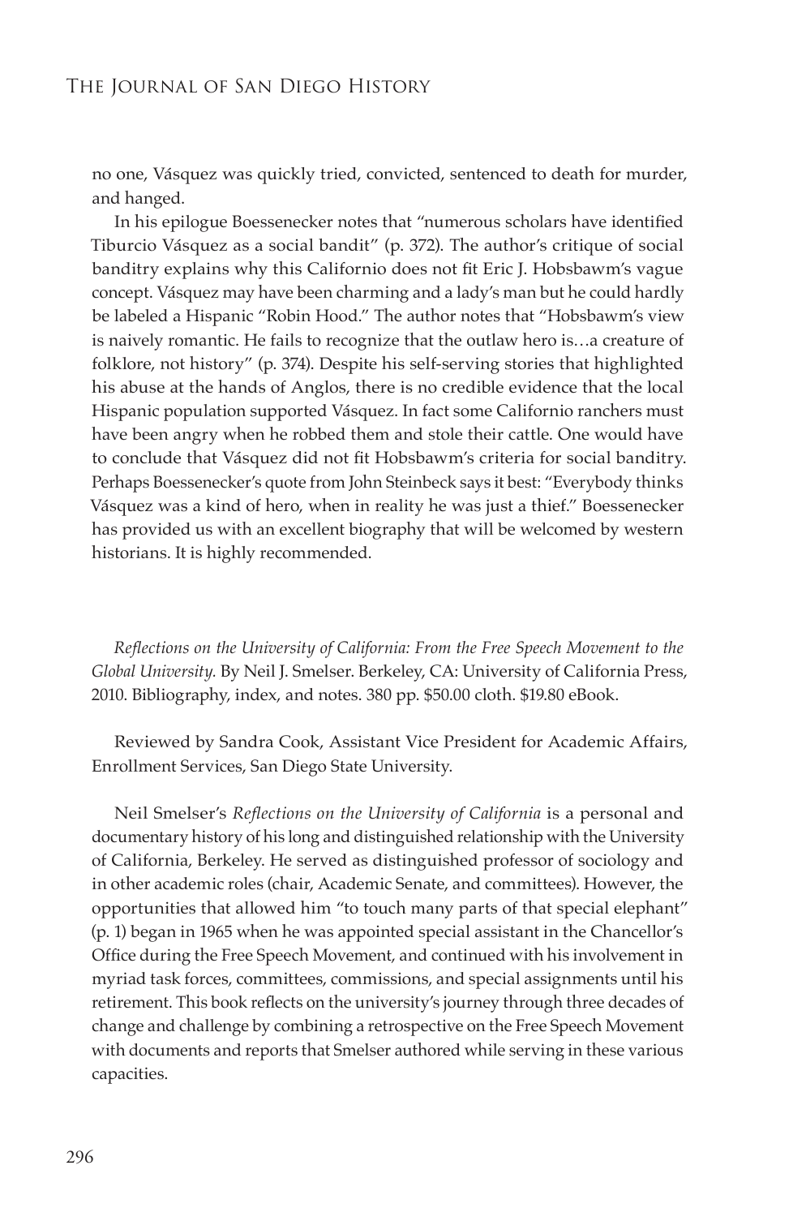no one, Vásquez was quickly tried, convicted, sentenced to death for murder, and hanged.

In his epilogue Boessenecker notes that "numerous scholars have identified Tiburcio Vásquez as a social bandit" (p. 372). The author's critique of social banditry explains why this Californio does not fit Eric J. Hobsbawm's vague concept. Vásquez may have been charming and a lady's man but he could hardly be labeled a Hispanic "Robin Hood." The author notes that "Hobsbawm's view is naively romantic. He fails to recognize that the outlaw hero is…a creature of folklore, not history" (p. 374). Despite his self-serving stories that highlighted his abuse at the hands of Anglos, there is no credible evidence that the local Hispanic population supported Vásquez. In fact some Californio ranchers must have been angry when he robbed them and stole their cattle. One would have to conclude that Vásquez did not fit Hobsbawm's criteria for social banditry. Perhaps Boessenecker's quote from John Steinbeck says it best: "Everybody thinks Vásquez was a kind of hero, when in reality he was just a thief." Boessenecker has provided us with an excellent biography that will be welcomed by western historians. It is highly recommended.

*Reflections on the University of California: From the Free Speech Movement to the Global University.* By Neil J. Smelser. Berkeley, CA: University of California Press, 2010. Bibliography, index, and notes. 380 pp. $50.00 cloth. $19.80 eBook.

Reviewed by Sandra Cook, Assistant Vice President for Academic Affairs, Enrollment Services, San Diego State University.

Neil Smelser's *Reflections on the University of California* is a personal and documentary history of his long and distinguished relationship with the University of California, Berkeley. He served as distinguished professor of sociology and in other academic roles (chair, Academic Senate, and committees). However, the opportunities that allowed him "to touch many parts of that special elephant" (p. 1) began in 1965 when he was appointed special assistant in the Chancellor's Office during the Free Speech Movement, and continued with his involvement in myriad task forces, committees, commissions, and special assignments until his retirement. This book reflects on the university's journey through three decades of change and challenge by combining a retrospective on the Free Speech Movement with documents and reports that Smelser authored while serving in these various capacities.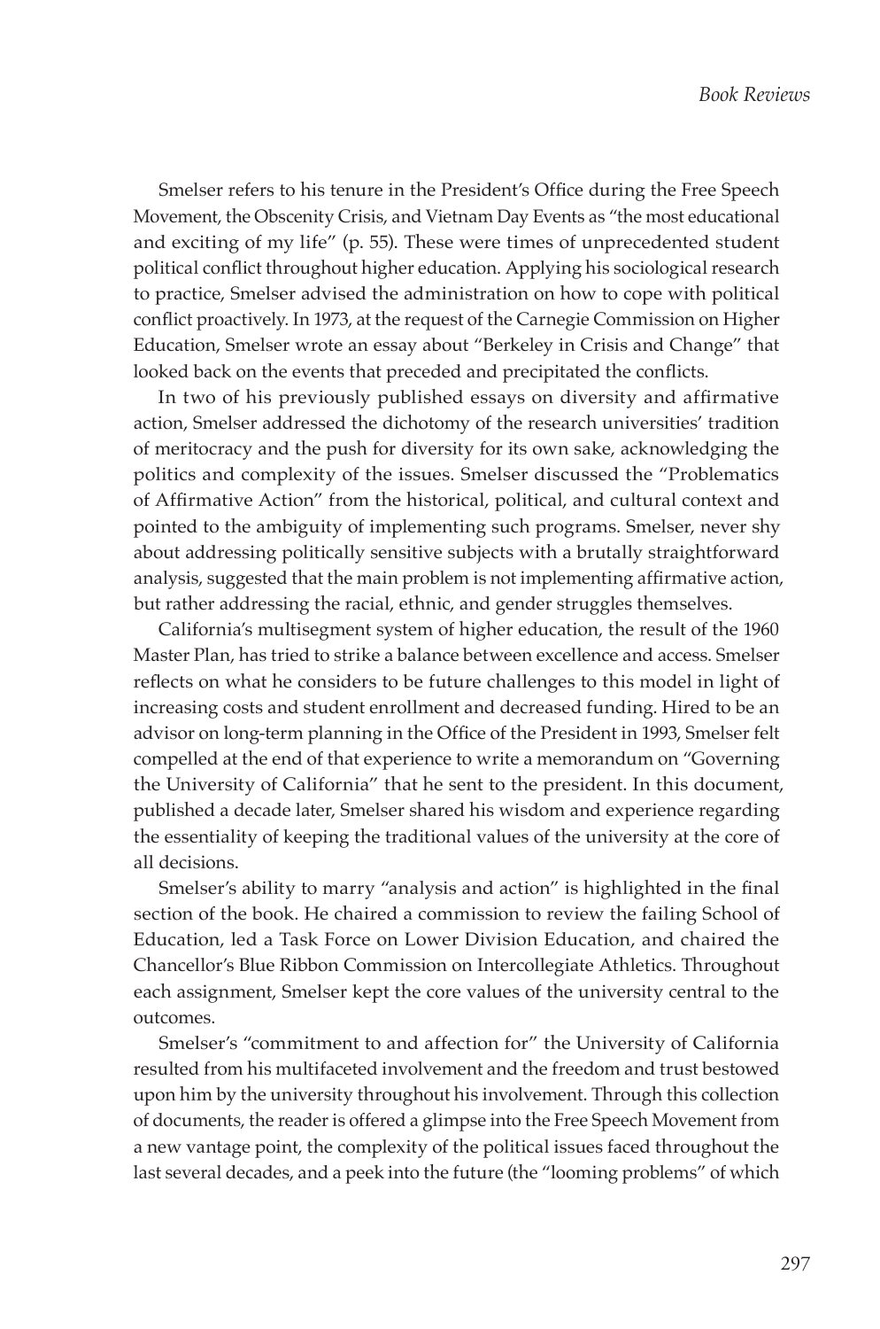Smelser refers to his tenure in the President's Office during the Free Speech Movement, the Obscenity Crisis, and Vietnam Day Events as "the most educational and exciting of my life" (p. 55). These were times of unprecedented student political conflict throughout higher education. Applying his sociological research to practice, Smelser advised the administration on how to cope with political conflict proactively. In 1973, at the request of the Carnegie Commission on Higher Education, Smelser wrote an essay about "Berkeley in Crisis and Change" that looked back on the events that preceded and precipitated the conflicts.

In two of his previously published essays on diversity and affirmative action, Smelser addressed the dichotomy of the research universities' tradition of meritocracy and the push for diversity for its own sake, acknowledging the politics and complexity of the issues. Smelser discussed the "Problematics of Affirmative Action" from the historical, political, and cultural context and pointed to the ambiguity of implementing such programs. Smelser, never shy about addressing politically sensitive subjects with a brutally straightforward analysis, suggested that the main problem is not implementing affirmative action, but rather addressing the racial, ethnic, and gender struggles themselves.

California's multisegment system of higher education, the result of the 1960 Master Plan, has tried to strike a balance between excellence and access. Smelser reflects on what he considers to be future challenges to this model in light of increasing costs and student enrollment and decreased funding. Hired to be an advisor on long-term planning in the Office of the President in 1993, Smelser felt compelled at the end of that experience to write a memorandum on "Governing the University of California" that he sent to the president. In this document, published a decade later, Smelser shared his wisdom and experience regarding the essentiality of keeping the traditional values of the university at the core of all decisions.

Smelser's ability to marry "analysis and action" is highlighted in the final section of the book. He chaired a commission to review the failing School of Education, led a Task Force on Lower Division Education, and chaired the Chancellor's Blue Ribbon Commission on Intercollegiate Athletics. Throughout each assignment, Smelser kept the core values of the university central to the outcomes.

Smelser's "commitment to and affection for" the University of California resulted from his multifaceted involvement and the freedom and trust bestowed upon him by the university throughout his involvement. Through this collection of documents, the reader is offered a glimpse into the Free Speech Movement from a new vantage point, the complexity of the political issues faced throughout the last several decades, and a peek into the future (the "looming problems" of which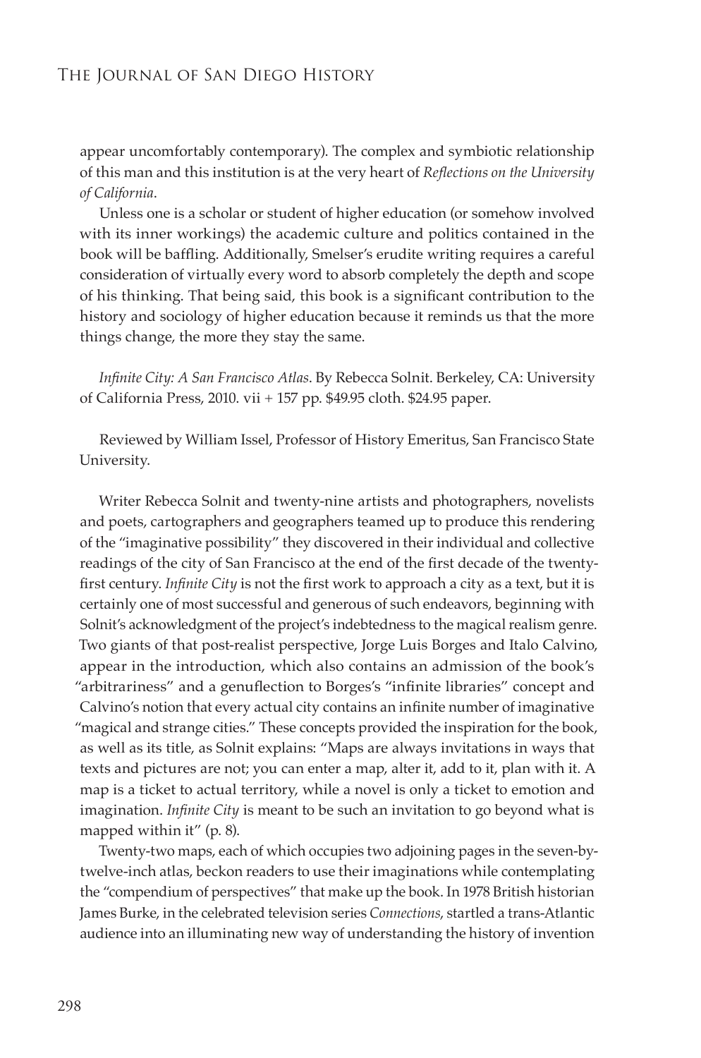appear uncomfortably contemporary). The complex and symbiotic relationship of this man and this institution is at the very heart of *Reflections on the University of California*.

Unless one is a scholar or student of higher education (or somehow involved with its inner workings) the academic culture and politics contained in the book will be baffling. Additionally, Smelser's erudite writing requires a careful consideration of virtually every word to absorb completely the depth and scope of his thinking. That being said, this book is a significant contribution to the history and sociology of higher education because it reminds us that the more things change, the more they stay the same.

*Infinite City: A San Francisco Atlas*. By Rebecca Solnit. Berkeley, CA: University of California Press, 2010. vii + 157 pp. $49.95 cloth. $24.95 paper.

Reviewed by William Issel, Professor of History Emeritus, San Francisco State University.

Writer Rebecca Solnit and twenty-nine artists and photographers, novelists and poets, cartographers and geographers teamed up to produce this rendering of the "imaginative possibility" they discovered in their individual and collective readings of the city of San Francisco at the end of the first decade of the twenty-first century. *Infinite City* is not the first work to approach a city as a text, but it is certainly one of most successful and generous of such endeavors, beginning with Solnit's acknowledgment of the project's indebtedness to the magical realism genre. Two giants of that post-realist perspective, Jorge Luis Borges and Italo Calvino, appear in the introduction, which also contains an admission of the book's "arbitrariness" and a genuflection to Borges's "infinite libraries" concept and Calvino's notion that every actual city contains an infinite number of imaginative "magical and strange cities." These concepts provided the inspiration for the book, as well as its title, as Solnit explains: "Maps are always invitations in ways that texts and pictures are not; you can enter a map, alter it, add to it, plan with it. A map is a ticket to actual territory, while a novel is only a ticket to emotion and imagination. *Infinite City* is meant to be such an invitation to go beyond what is mapped within it" (p. 8).

Twenty-two maps, each of which occupies two adjoining pages in the seven-by-twelve-inch atlas, beckon readers to use their imaginations while contemplating the "compendium of perspectives" that make up the book. In 1978 British historian James Burke, in the celebrated television series *Connections*, startled a trans-Atlantic audience into an illuminating new way of understanding the history of invention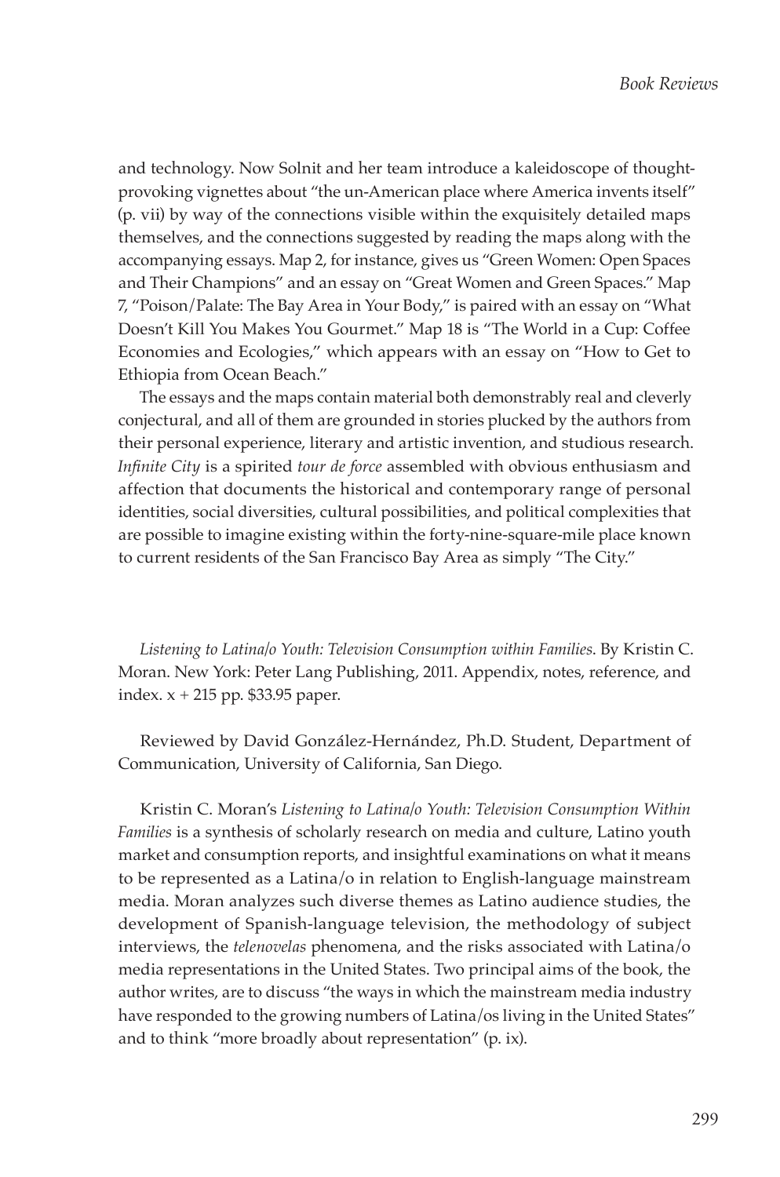and technology. Now Solnit and her team introduce a kaleidoscope of thought-provoking vignettes about "the un-American place where America invents itself" (p. vii) by way of the connections visible within the exquisitely detailed maps themselves, and the connections suggested by reading the maps along with the accompanying essays. Map 2, for instance, gives us "Green Women: Open Spaces and Their Champions" and an essay on "Great Women and Green Spaces." Map 7, "Poison/Palate: The Bay Area in Your Body," is paired with an essay on "What Doesn't Kill You Makes You Gourmet." Map 18 is "The World in a Cup: Coffee Economies and Ecologies," which appears with an essay on "How to Get to Ethiopia from Ocean Beach."

The essays and the maps contain material both demonstrably real and cleverly conjectural, and all of them are grounded in stories plucked by the authors from their personal experience, literary and artistic invention, and studious research. *Infinite City* is a spirited *tour de force* assembled with obvious enthusiasm and affection that documents the historical and contemporary range of personal identities, social diversities, cultural possibilities, and political complexities that are possible to imagine existing within the forty-nine-square-mile place known to current residents of the San Francisco Bay Area as simply "The City."

*Listening to Latina/o Youth: Television Consumption within Families*. By Kristin C. Moran. New York: Peter Lang Publishing, 2011. Appendix, notes, reference, and index. x + 215 pp. $33.95 paper.

Reviewed by David González-Hernández, Ph.D. Student, Department of Communication, University of California, San Diego.

Kristin C. Moran's *Listening to Latina/o Youth: Television Consumption Within Families* is a synthesis of scholarly research on media and culture, Latino youth market and consumption reports, and insightful examinations on what it means to be represented as a Latina/o in relation to English-language mainstream media. Moran analyzes such diverse themes as Latino audience studies, the development of Spanish-language television, the methodology of subject interviews, the *telenovelas* phenomena, and the risks associated with Latina/o media representations in the United States. Two principal aims of the book, the author writes, are to discuss "the ways in which the mainstream media industry have responded to the growing numbers of Latina/os living in the United States" and to think "more broadly about representation" (p. ix).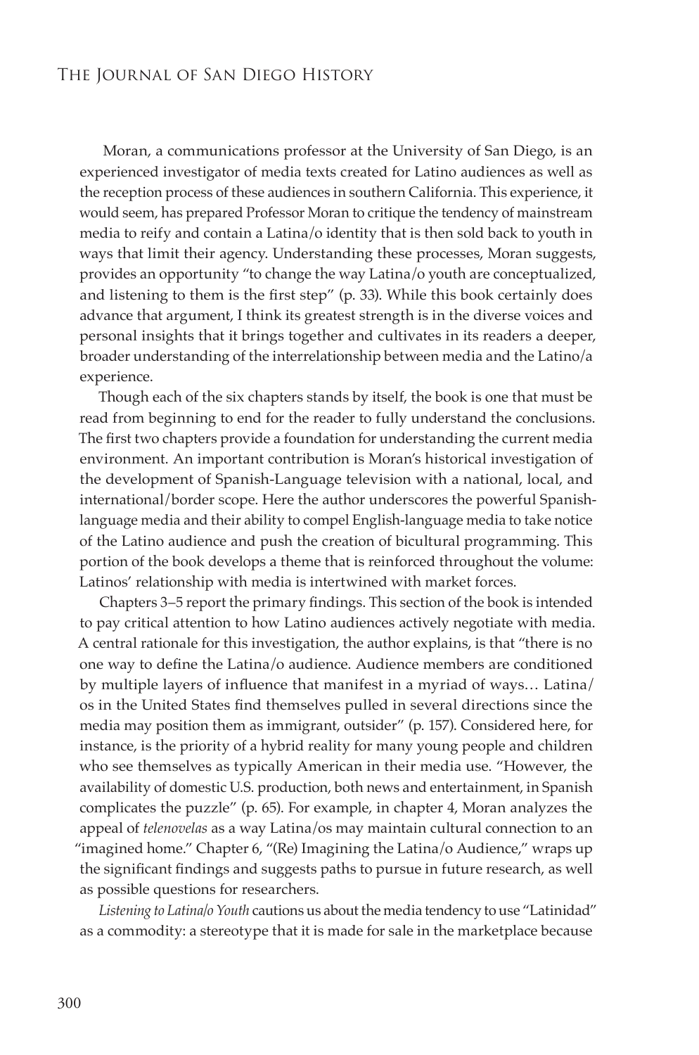Moran, a communications professor at the University of San Diego, is an experienced investigator of media texts created for Latino audiences as well as the reception process of these audiences in southern California. This experience, it would seem, has prepared Professor Moran to critique the tendency of mainstream media to reify and contain a Latina/o identity that is then sold back to youth in ways that limit their agency. Understanding these processes, Moran suggests, provides an opportunity "to change the way Latina/o youth are conceptualized, and listening to them is the first step" (p. 33). While this book certainly does advance that argument, I think its greatest strength is in the diverse voices and personal insights that it brings together and cultivates in its readers a deeper, broader understanding of the interrelationship between media and the Latino/a experience.

Though each of the six chapters stands by itself, the book is one that must be read from beginning to end for the reader to fully understand the conclusions. The first two chapters provide a foundation for understanding the current media environment. An important contribution is Moran's historical investigation of the development of Spanish-Language television with a national, local, and international/border scope. Here the author underscores the powerful Spanish-language media and their ability to compel English-language media to take notice of the Latino audience and push the creation of bicultural programming. This portion of the book develops a theme that is reinforced throughout the volume: Latinos' relationship with media is intertwined with market forces.

Chapters 3–5 report the primary findings. This section of the book is intended to pay critical attention to how Latino audiences actively negotiate with media. A central rationale for this investigation, the author explains, is that "there is no one way to define the Latina/o audience. Audience members are conditioned by multiple layers of influence that manifest in a myriad of ways… Latina/os in the United States find themselves pulled in several directions since the media may position them as immigrant, outsider" (p. 157). Considered here, for instance, is the priority of a hybrid reality for many young people and children who see themselves as typically American in their media use. "However, the availability of domestic U.S. production, both news and entertainment, in Spanish complicates the puzzle" (p. 65). For example, in chapter 4, Moran analyzes the appeal of *telenovelas* as a way Latina/os may maintain cultural connection to an "imagined home." Chapter 6, "(Re) Imagining the Latina/o Audience," wraps up the significant findings and suggests paths to pursue in future research, as well as possible questions for researchers.

*Listening to Latina/o Youth* cautions us about the media tendency to use "Latinidad" as a commodity: a stereotype that it is made for sale in the marketplace because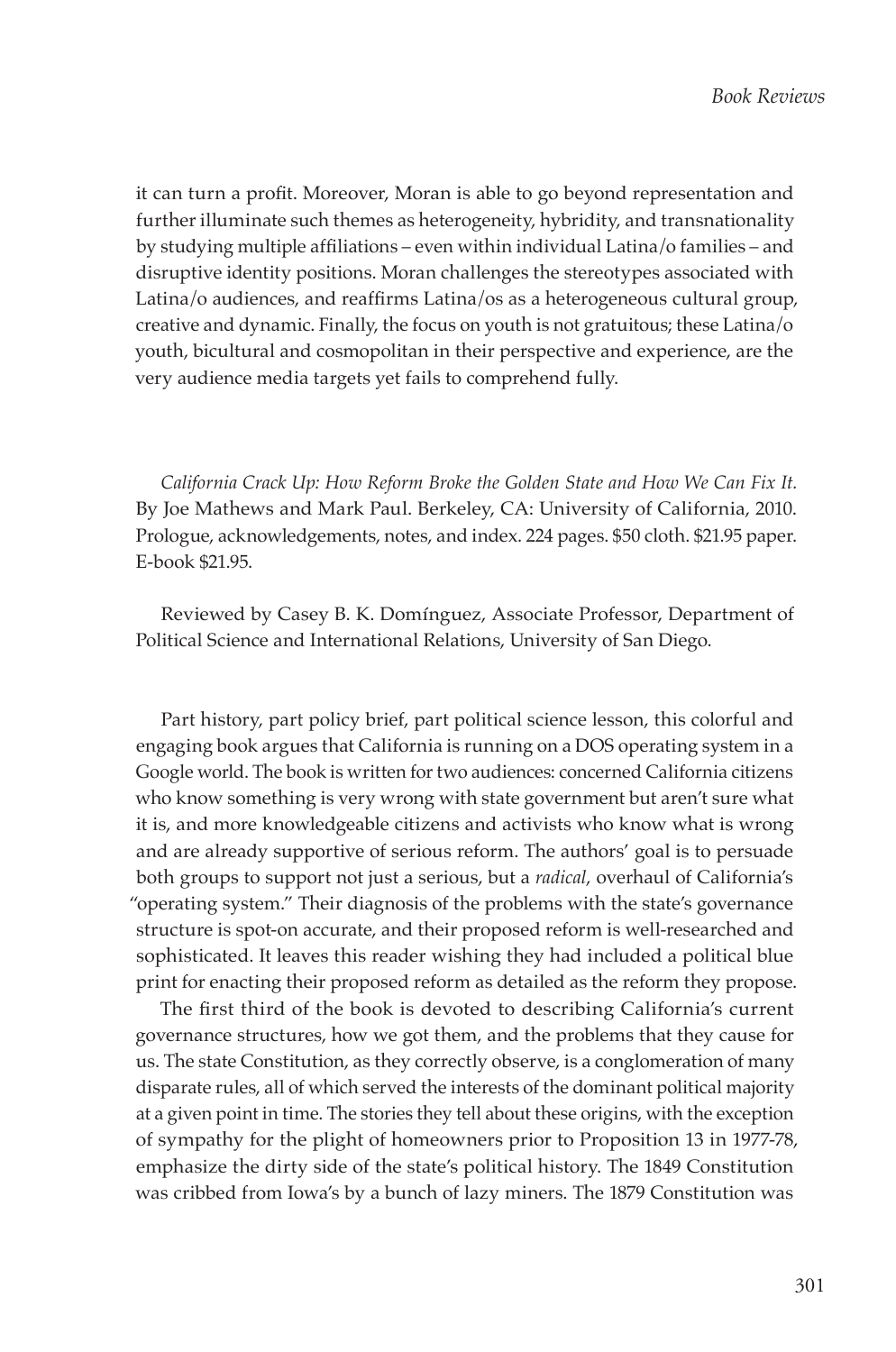it can turn a profit. Moreover, Moran is able to go beyond representation and further illuminate such themes as heterogeneity, hybridity, and transnationality by studying multiple affiliations – even within individual Latina/o families – and disruptive identity positions. Moran challenges the stereotypes associated with Latina/o audiences, and reaffirms Latina/os as a heterogeneous cultural group, creative and dynamic. Finally, the focus on youth is not gratuitous; these Latina/o youth, bicultural and cosmopolitan in their perspective and experience, are the very audience media targets yet fails to comprehend fully.

*California Crack Up: How Reform Broke the Golden State and How We Can Fix It.* By Joe Mathews and Mark Paul. Berkeley, CA: University of California, 2010. Prologue, acknowledgements, notes, and index. 224 pages. $50 cloth. $21.95 paper. E-book $21.95.

Reviewed by Casey B. K. Domínguez, Associate Professor, Department of Political Science and International Relations, University of San Diego.

Part history, part policy brief, part political science lesson, this colorful and engaging book argues that California is running on a DOS operating system in a Google world. The book is written for two audiences: concerned California citizens who know something is very wrong with state government but aren't sure what it is, and more knowledgeable citizens and activists who know what is wrong and are already supportive of serious reform. The authors' goal is to persuade both groups to support not just a serious, but a *radical*, overhaul of California's "operating system." Their diagnosis of the problems with the state's governance structure is spot-on accurate, and their proposed reform is well-researched and sophisticated. It leaves this reader wishing they had included a political blue print for enacting their proposed reform as detailed as the reform they propose.

The first third of the book is devoted to describing California's current governance structures, how we got them, and the problems that they cause for us. The state Constitution, as they correctly observe, is a conglomeration of many disparate rules, all of which served the interests of the dominant political majority at a given point in time. The stories they tell about these origins, with the exception of sympathy for the plight of homeowners prior to Proposition 13 in 1977-78, emphasize the dirty side of the state's political history. The 1849 Constitution was cribbed from Iowa's by a bunch of lazy miners. The 1879 Constitution was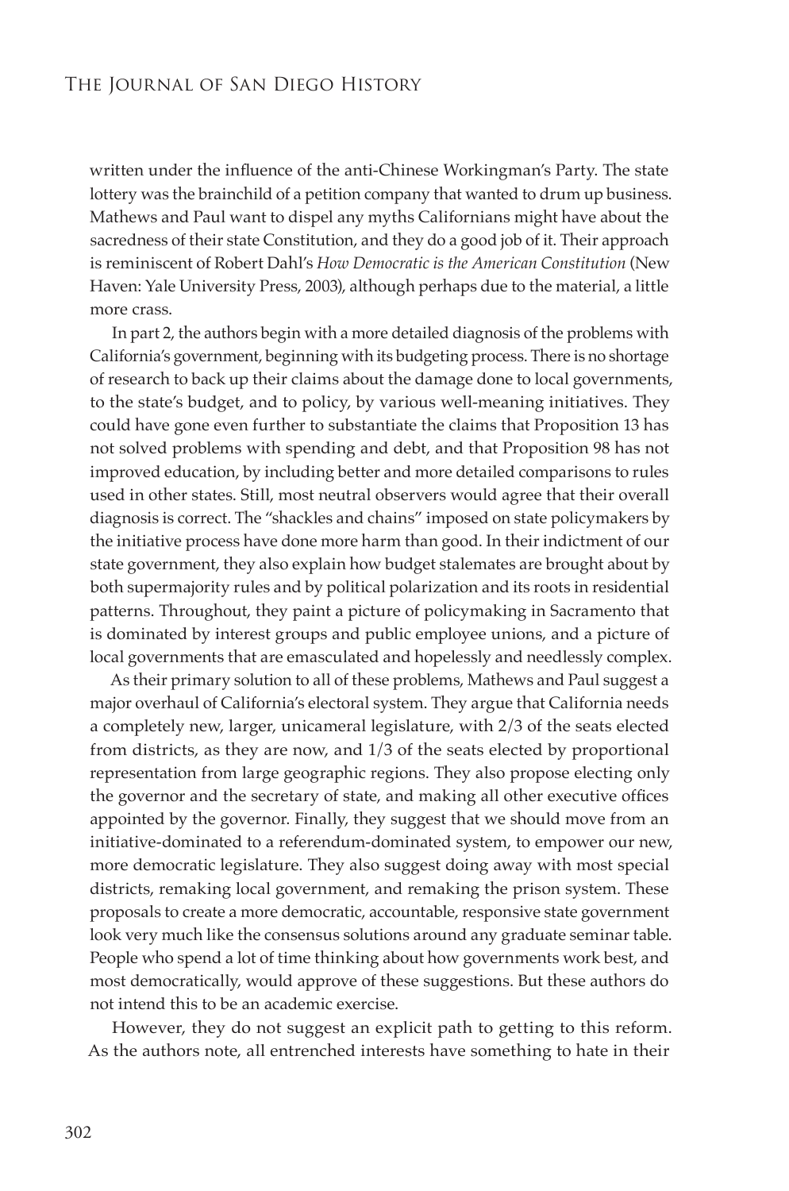written under the influence of the anti-Chinese Workingman's Party. The state lottery was the brainchild of a petition company that wanted to drum up business. Mathews and Paul want to dispel any myths Californians might have about the sacredness of their state Constitution, and they do a good job of it. Their approach is reminiscent of Robert Dahl's *How Democratic is the American Constitution* (New Haven: Yale University Press, 2003), although perhaps due to the material, a little more crass.

In part 2, the authors begin with a more detailed diagnosis of the problems with California's government, beginning with its budgeting process. There is no shortage of research to back up their claims about the damage done to local governments, to the state's budget, and to policy, by various well-meaning initiatives. They could have gone even further to substantiate the claims that Proposition 13 has not solved problems with spending and debt, and that Proposition 98 has not improved education, by including better and more detailed comparisons to rules used in other states. Still, most neutral observers would agree that their overall diagnosis is correct. The "shackles and chains" imposed on state policymakers by the initiative process have done more harm than good. In their indictment of our state government, they also explain how budget stalemates are brought about by both supermajority rules and by political polarization and its roots in residential patterns. Throughout, they paint a picture of policymaking in Sacramento that is dominated by interest groups and public employee unions, and a picture of local governments that are emasculated and hopelessly and needlessly complex.

As their primary solution to all of these problems, Mathews and Paul suggest a major overhaul of California's electoral system. They argue that California needs a completely new, larger, unicameral legislature, with 2/3 of the seats elected from districts, as they are now, and 1/3 of the seats elected by proportional representation from large geographic regions. They also propose electing only the governor and the secretary of state, and making all other executive offices appointed by the governor. Finally, they suggest that we should move from an initiative-dominated to a referendum-dominated system, to empower our new, more democratic legislature. They also suggest doing away with most special districts, remaking local government, and remaking the prison system. These proposals to create a more democratic, accountable, responsive state government look very much like the consensus solutions around any graduate seminar table. People who spend a lot of time thinking about how governments work best, and most democratically, would approve of these suggestions. But these authors do not intend this to be an academic exercise.

However, they do not suggest an explicit path to getting to this reform. As the authors note, all entrenched interests have something to hate in their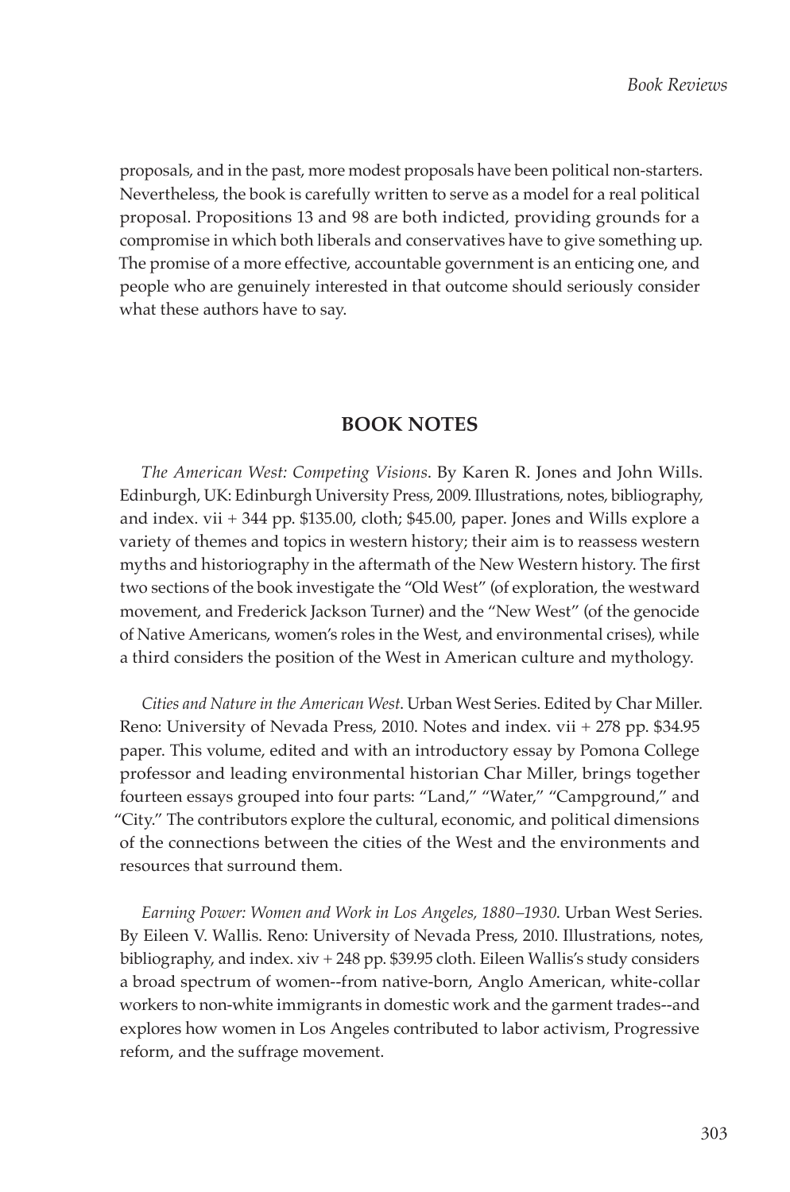proposals, and in the past, more modest proposals have been political non-starters. Nevertheless, the book is carefully written to serve as a model for a real political proposal. Propositions 13 and 98 are both indicted, providing grounds for a compromise in which both liberals and conservatives have to give something up. The promise of a more effective, accountable government is an enticing one, and people who are genuinely interested in that outcome should seriously consider what these authors have to say.

## BOOK NOTES

*The American West: Competing Visions*. By Karen R. Jones and John Wills. Edinburgh, UK: Edinburgh University Press, 2009. Illustrations, notes, bibliography, and index. vii + 344 pp. $135.00, cloth; $45.00, paper. Jones and Wills explore a variety of themes and topics in western history; their aim is to reassess western myths and historiography in the aftermath of the New Western history. The first two sections of the book investigate the "Old West" (of exploration, the westward movement, and Frederick Jackson Turner) and the "New West" (of the genocide of Native Americans, women's roles in the West, and environmental crises), while a third considers the position of the West in American culture and mythology.

*Cities and Nature in the American West*. Urban West Series. Edited by Char Miller. Reno: University of Nevada Press, 2010. Notes and index. vii + 278 pp. $34.95 paper. This volume, edited and with an introductory essay by Pomona College professor and leading environmental historian Char Miller, brings together fourteen essays grouped into four parts: "Land," "Water," "Campground," and "City." The contributors explore the cultural, economic, and political dimensions of the connections between the cities of the West and the environments and resources that surround them.

*Earning Power: Women and Work in Los Angeles, 1880–1930*. Urban West Series. By Eileen V. Wallis. Reno: University of Nevada Press, 2010. Illustrations, notes, bibliography, and index. xiv + 248 pp. $39.95 cloth. Eileen Wallis's study considers a broad spectrum of women--from native-born, Anglo American, white-collar workers to non-white immigrants in domestic work and the garment trades--and explores how women in Los Angeles contributed to labor activism, Progressive reform, and the suffrage movement.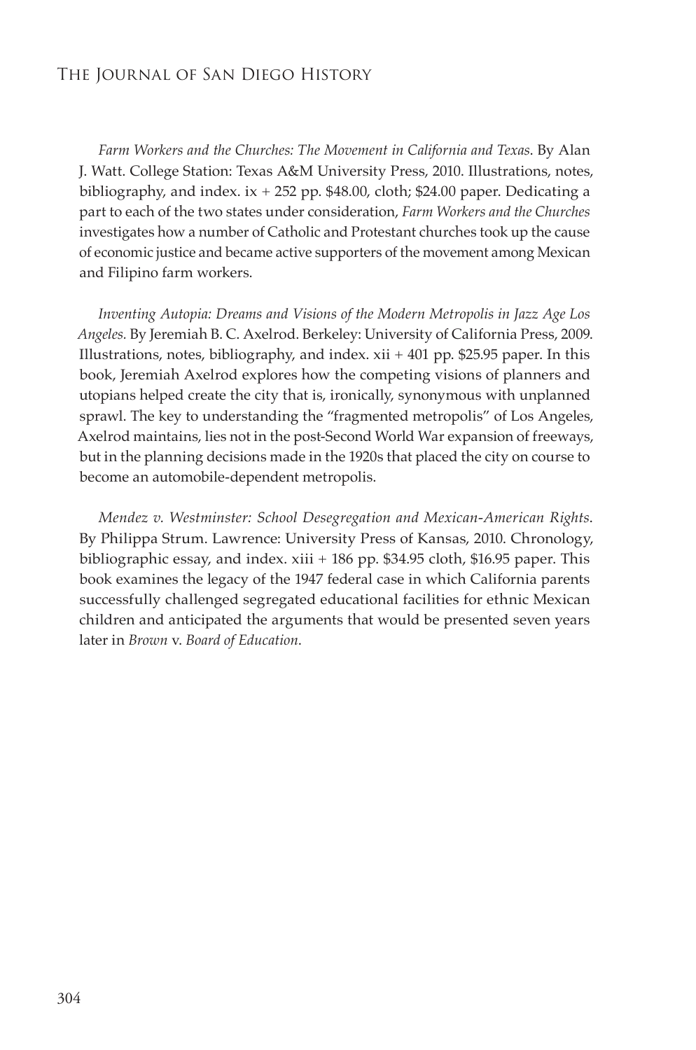*Farm Workers and the Churches: The Movement in California and Texas*. By Alan J. Watt. College Station: Texas A&M University Press, 2010. Illustrations, notes, bibliography, and index. ix + 252 pp. $48.00, cloth; $24.00 paper. Dedicating a part to each of the two states under consideration, *Farm Workers and the Churches* investigates how a number of Catholic and Protestant churches took up the cause of economic justice and became active supporters of the movement among Mexican and Filipino farm workers.

*Inventing Autopia: Dreams and Visions of the Modern Metropolis in Jazz Age Los Angeles.* By Jeremiah B. C. Axelrod. Berkeley: University of California Press, 2009. Illustrations, notes, bibliography, and index. xii + 401 pp. $25.95 paper. In this book, Jeremiah Axelrod explores how the competing visions of planners and utopians helped create the city that is, ironically, synonymous with unplanned sprawl. The key to understanding the "fragmented metropolis" of Los Angeles, Axelrod maintains, lies not in the post-Second World War expansion of freeways, but in the planning decisions made in the 1920s that placed the city on course to become an automobile-dependent metropolis.

*Mendez v. Westminster: School Desegregation and Mexican-American Rights*. By Philippa Strum. Lawrence: University Press of Kansas, 2010. Chronology, bibliographic essay, and index. xiii + 186 pp. $34.95 cloth, $16.95 paper. This book examines the legacy of the 1947 federal case in which California parents successfully challenged segregated educational facilities for ethnic Mexican children and anticipated the arguments that would be presented seven years later in *Brown* v. *Board of Education*.